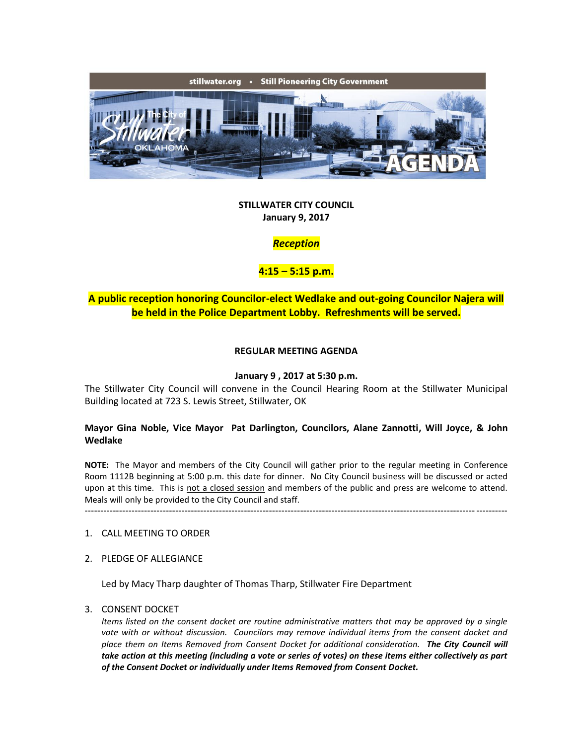stillwater.org • Still Pioneering City Government

**STILLWATER CITY COUNCIL**
**January 9, 2017**

***Reception***

**4:15 – 5:15 p.m.**

**A public reception honoring Councilor-elect Wedlake and out-going Councilor Najera will be held in the Police Department Lobby. Refreshments will be served.**

**REGULAR MEETING AGENDA**

**January 9 , 2017 at 5:30 p.m.**

The Stillwater City Council will convene in the Council Hearing Room at the Stillwater Municipal Building located at 723 S. Lewis Street, Stillwater, OK

**Mayor Gina Noble, Vice Mayor Pat Darlington, Councilors, Alane Zannotti, Will Joyce, & John Wedlake**

**NOTE:** The Mayor and members of the City Council will gather prior to the regular meeting in Conference Room 1112B beginning at 5:00 p.m. this date for dinner. No City Council business will be discussed or acted upon at this time. This is not a closed session and members of the public and press are welcome to attend. Meals will only be provided to the City Council and staff.

---

1. CALL MEETING TO ORDER

2. PLEDGE OF ALLEGIANCE

   Led by Macy Tharp daughter of Thomas Tharp, Stillwater Fire Department

3. CONSENT DOCKET

   *Items listed on the consent docket are routine administrative matters that may be approved by a single vote with or without discussion. Councilors may remove individual items from the consent docket and place them on Items Removed from Consent Docket for additional consideration.* ***The City Council will take action at this meeting (including a vote or series of votes) on these items either collectively as part of the Consent Docket or individually under Items Removed from Consent Docket.***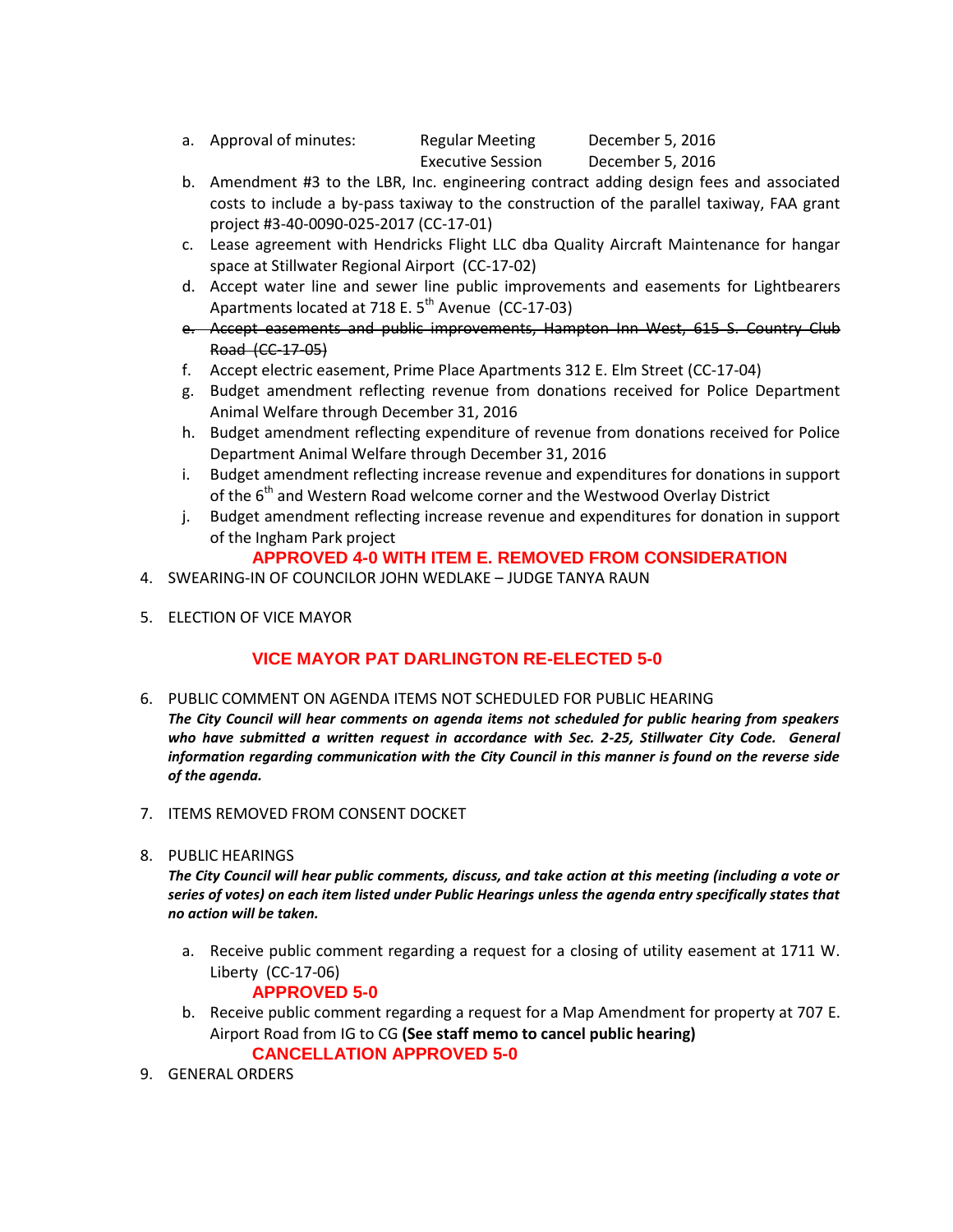a. Approval of minutes: Regular Meeting December 5, 2016
   Executive Session December 5, 2016

b. Amendment #3 to the LBR, Inc. engineering contract adding design fees and associated costs to include a by-pass taxiway to the construction of the parallel taxiway, FAA grant project #3-40-0090-025-2017 (CC-17-01)

c. Lease agreement with Hendricks Flight LLC dba Quality Aircraft Maintenance for hangar space at Stillwater Regional Airport (CC-17-02)

d. Accept water line and sewer line public improvements and easements for Lightbearers Apartments located at 718 E. 5th Avenue (CC-17-03)

e. ~~Accept easements and public improvements, Hampton Inn West, 615 S. Country Club Road (CC-17-05)~~

f. Accept electric easement, Prime Place Apartments 312 E. Elm Street (CC-17-04)

g. Budget amendment reflecting revenue from donations received for Police Department Animal Welfare through December 31, 2016

h. Budget amendment reflecting expenditure of revenue from donations received for Police Department Animal Welfare through December 31, 2016

i. Budget amendment reflecting increase revenue and expenditures for donations in support of the 6th and Western Road welcome corner and the Westwood Overlay District

j. Budget amendment reflecting increase revenue and expenditures for donation in support of the Ingham Park project

**APPROVED 4-0 WITH ITEM E. REMOVED FROM CONSIDERATION**

4. SWEARING-IN OF COUNCILOR JOHN WEDLAKE – JUDGE TANYA RAUN

5. ELECTION OF VICE MAYOR

**VICE MAYOR PAT DARLINGTON RE-ELECTED 5-0**

6. PUBLIC COMMENT ON AGENDA ITEMS NOT SCHEDULED FOR PUBLIC HEARING

***The City Council will hear comments on agenda items not scheduled for public hearing from speakers who have submitted a written request in accordance with Sec. 2-25, Stillwater City Code. General information regarding communication with the City Council in this manner is found on the reverse side of the agenda.***

7. ITEMS REMOVED FROM CONSENT DOCKET

8. PUBLIC HEARINGS

***The City Council will hear public comments, discuss, and take action at this meeting (including a vote or series of votes) on each item listed under Public Hearings unless the agenda entry specifically states that no action will be taken.***

a. Receive public comment regarding a request for a closing of utility easement at 1711 W. Liberty (CC-17-06)

   **APPROVED 5-0**

b. Receive public comment regarding a request for a Map Amendment for property at 707 E. Airport Road from IG to CG **(See staff memo to cancel public hearing)**

   **CANCELLATION APPROVED 5-0**

9. GENERAL ORDERS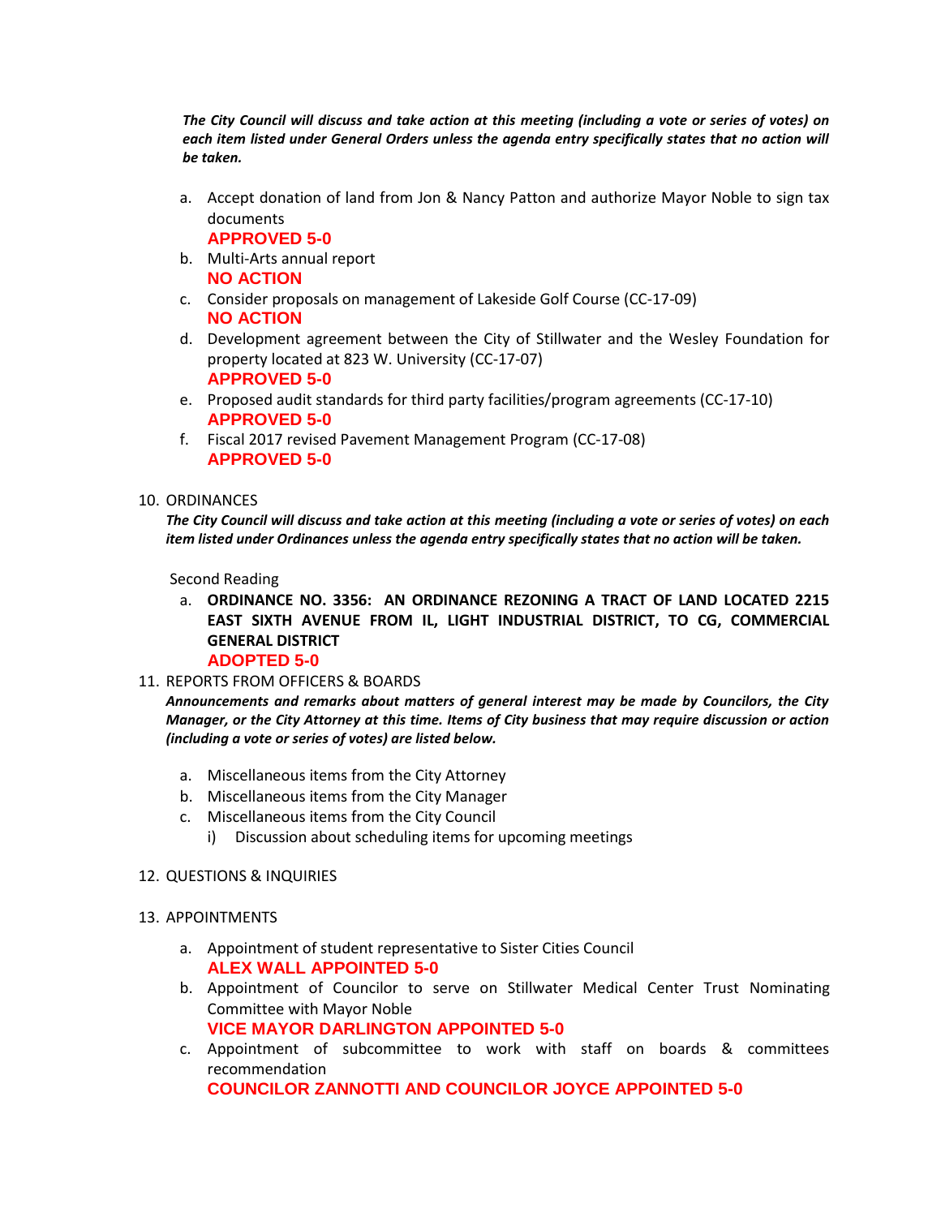***The City Council will discuss and take action at this meeting (including a vote or series of votes) on each item listed under General Orders unless the agenda entry specifically states that no action will be taken.***

a. Accept donation of land from Jon & Nancy Patton and authorize Mayor Noble to sign tax documents
   **APPROVED 5-0**
b. Multi-Arts annual report
   **NO ACTION**
c. Consider proposals on management of Lakeside Golf Course (CC-17-09)
   **NO ACTION**
d. Development agreement between the City of Stillwater and the Wesley Foundation for property located at 823 W. University (CC-17-07)
   **APPROVED 5-0**
e. Proposed audit standards for third party facilities/program agreements (CC-17-10)
   **APPROVED 5-0**
f. Fiscal 2017 revised Pavement Management Program (CC-17-08)
   **APPROVED 5-0**

10. ORDINANCES

***The City Council will discuss and take action at this meeting (including a vote or series of votes) on each item listed under Ordinances unless the agenda entry specifically states that no action will be taken.***

Second Reading

a. **ORDINANCE NO. 3356: AN ORDINANCE REZONING A TRACT OF LAND LOCATED 2215 EAST SIXTH AVENUE FROM IL, LIGHT INDUSTRIAL DISTRICT, TO CG, COMMERCIAL GENERAL DISTRICT**
   **ADOPTED 5-0**

11. REPORTS FROM OFFICERS & BOARDS

***Announcements and remarks about matters of general interest may be made by Councilors, the City Manager, or the City Attorney at this time. Items of City business that may require discussion or action (including a vote or series of votes) are listed below.***

a. Miscellaneous items from the City Attorney
b. Miscellaneous items from the City Manager
c. Miscellaneous items from the City Council
   i) Discussion about scheduling items for upcoming meetings

12. QUESTIONS & INQUIRIES

13. APPOINTMENTS

a. Appointment of student representative to Sister Cities Council
   **ALEX WALL APPOINTED 5-0**
b. Appointment of Councilor to serve on Stillwater Medical Center Trust Nominating Committee with Mayor Noble
   **VICE MAYOR DARLINGTON APPOINTED 5-0**
c. Appointment of subcommittee to work with staff on boards & committees recommendation
   **COUNCILOR ZANNOTTI AND COUNCILOR JOYCE APPOINTED 5-0**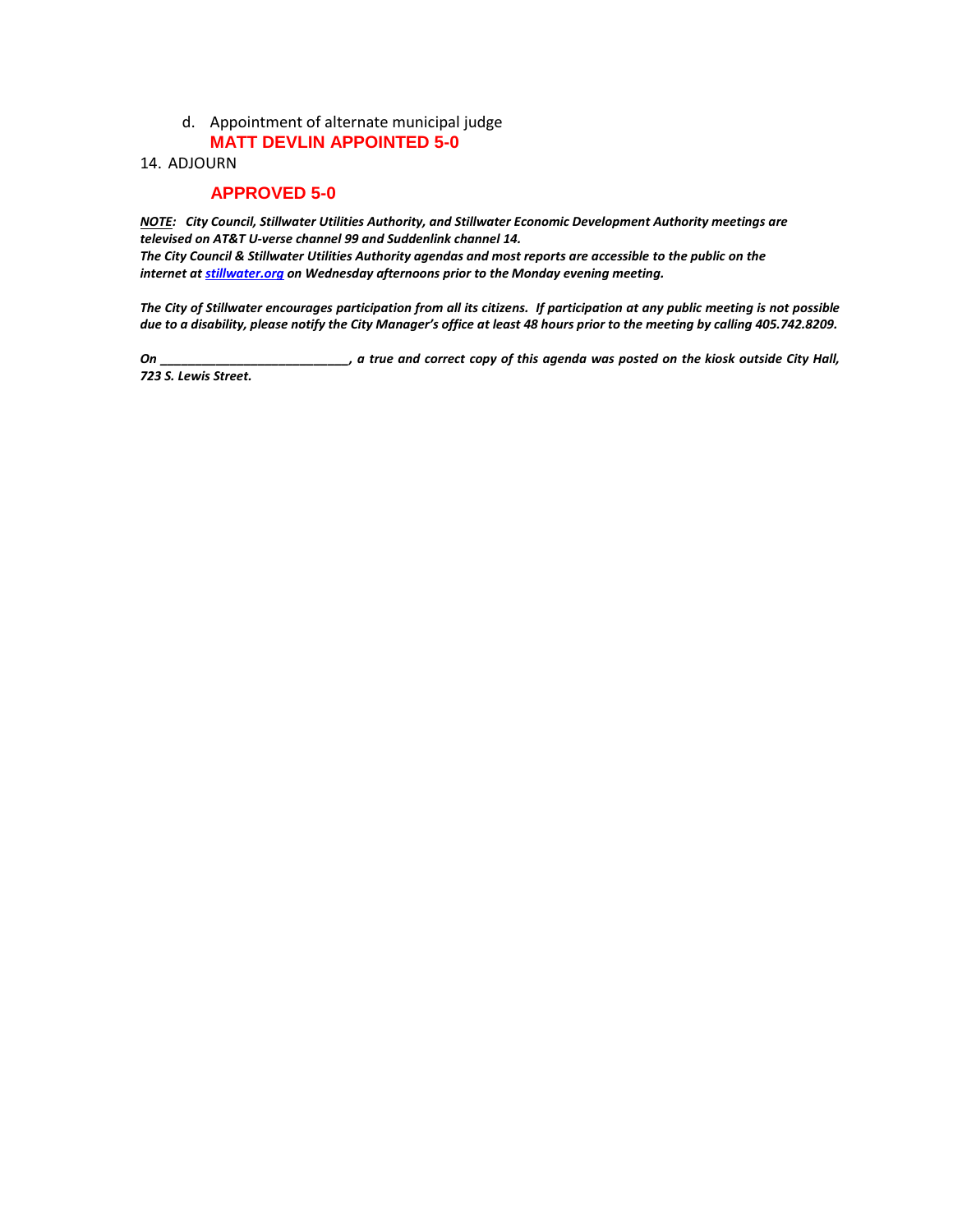d. Appointment of alternate municipal judge
   **MATT DEVLIN APPOINTED 5-0**

14. ADJOURN

   **APPROVED 5-0**

***NOTE:** City Council, Stillwater Utilities Authority, and Stillwater Economic Development Authority meetings are televised on AT&T U-verse channel 99 and Suddenlink channel 14.*
***The City Council & Stillwater Utilities Authority agendas and most reports are accessible to the public on the internet at stillwater.org on Wednesday afternoons prior to the Monday evening meeting.***

***The City of Stillwater encourages participation from all its citizens. If participation at any public meeting is not possible due to a disability, please notify the City Manager's office at least 48 hours prior to the meeting by calling 405.742.8209.***

***On ___________________________, a true and correct copy of this agenda was posted on the kiosk outside City Hall, 723 S. Lewis Street.***